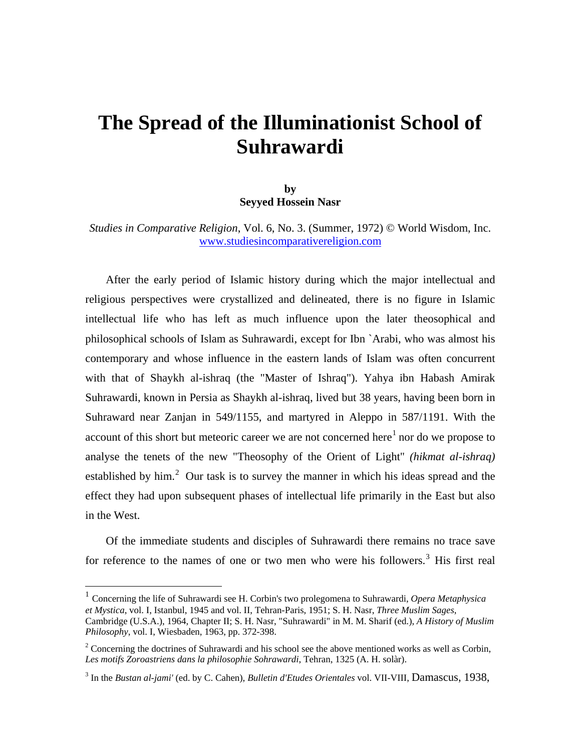# The Spread of the Illuminationist School of Suhrawardi

**by**
**Seyyed Hossein Nasr**

*Studies in Comparative Religion*, Vol. 6, No. 3. (Summer, 1972) © World Wisdom, Inc.
www.studiesincomparativereligion.com

After the early period of Islamic history during which the major intellectual and religious perspectives were crystallized and delineated, there is no figure in Islamic intellectual life who has left as much influence upon the later theosophical and philosophical schools of Islam as Suhrawardi, except for Ibn `Arabi, who was almost his contemporary and whose influence in the eastern lands of Islam was often concurrent with that of Shaykh al-ishraq (the "Master of Ishraq"). Yahya ibn Habash Amirak Suhrawardi, known in Persia as Shaykh al-ishraq, lived but 38 years, having been born in Suhraward near Zanjan in 549/1155, and martyred in Aleppo in 587/1191. With the account of this short but meteoric career we are not concerned here[1] nor do we propose to analyse the tenets of the new "Theosophy of the Orient of Light" *(hikmat al-ishraq)* established by him.[2] Our task is to survey the manner in which his ideas spread and the effect they had upon subsequent phases of intellectual life primarily in the East but also in the West.

Of the immediate students and disciples of Suhrawardi there remains no trace save for reference to the names of one or two men who were his followers.[3] His first real

---

[1] Concerning the life of Suhrawardi see H. Corbin's two prolegomena to Suhrawardi, *Opera Metaphysica et Mystica*, vol. I, Istanbul, 1945 and vol. II, Tehran-Paris, 1951; S. H. Nasr, *Three Muslim Sages*, Cambridge (U.S.A.), 1964, Chapter II; S. H. Nasr, "Suhrawardi" in M. M. Sharif (ed.), *A History of Muslim Philosophy*, vol. I, Wiesbaden, 1963, pp. 372-398.

[2] Concerning the doctrines of Suhrawardi and his school see the above mentioned works as well as Corbin, *Les motifs Zoroastriens dans la philosophie Sohrawardi*, Tehran, 1325 (A. H. solàr).

[3] In the *Bustan al-jami'* (ed. by C. Cahen), *Bulletin d'Etudes Orientales* vol. VII-VIII, Damascus, 1938,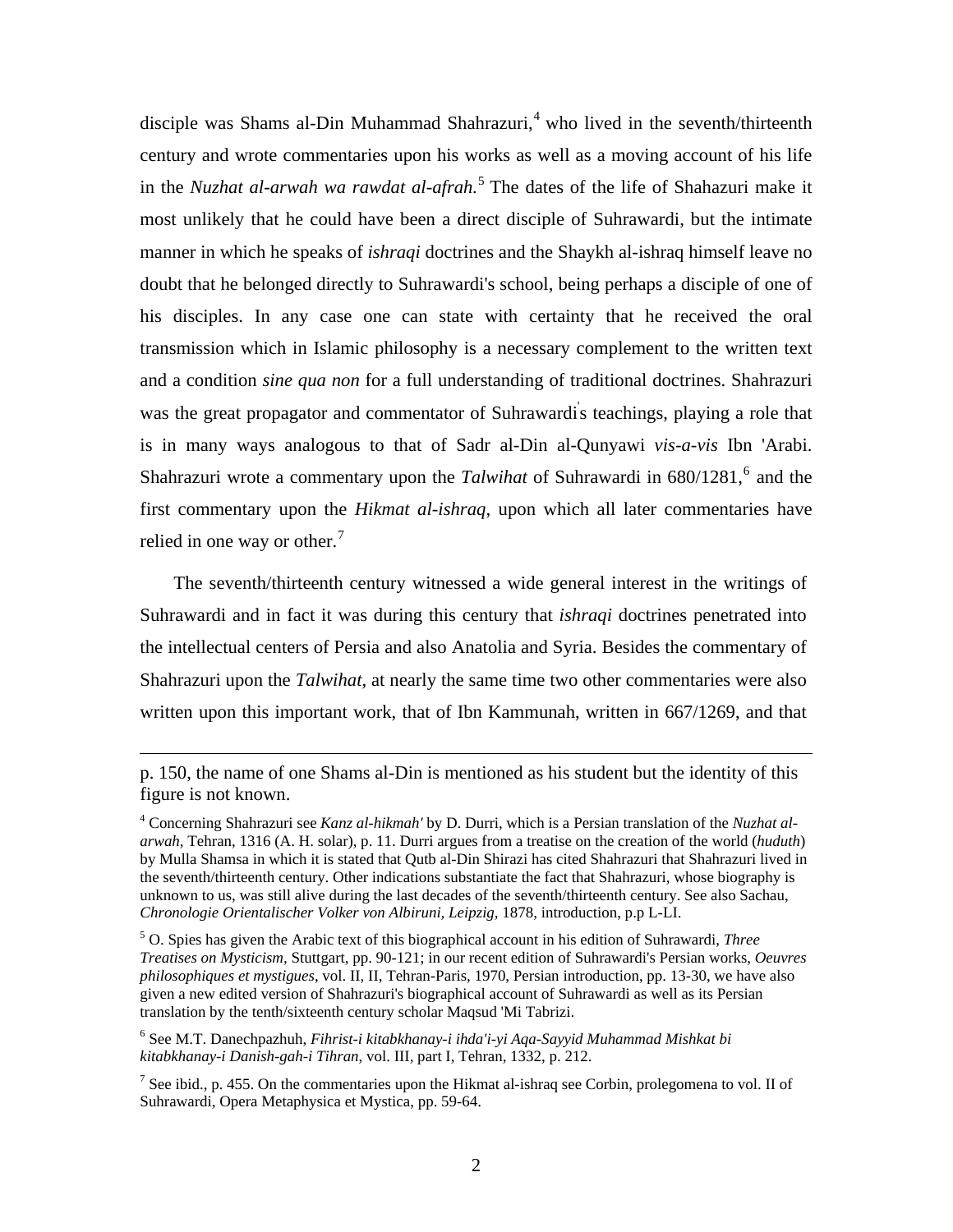disciple was Shams al-Din Muhammad Shahrazuri,[4] who lived in the seventh/thirteenth century and wrote commentaries upon his works as well as a moving account of his life in the *Nuzhat al-arwah wa rawdat al-afrah.*[5] The dates of the life of Shahazuri make it most unlikely that he could have been a direct disciple of Suhrawardi, but the intimate manner in which he speaks of *ishraqi* doctrines and the Shaykh al-ishraq himself leave no doubt that he belonged directly to Suhrawardi's school, being perhaps a disciple of one of his disciples. In any case one can state with certainty that he received the oral transmission which in Islamic philosophy is a necessary complement to the written text and a condition *sine qua non* for a full understanding of traditional doctrines. Shahrazuri was the great propagator and commentator of Suhrawardi's teachings, playing a role that is in many ways analogous to that of Sadr al-Din al-Qunyawi *vis-a-vis* Ibn 'Arabi. Shahrazuri wrote a commentary upon the *Talwihat* of Suhrawardi in 680/1281,[6] and the first commentary upon the *Hikmat al-ishraq*, upon which all later commentaries have relied in one way or other.[7]

The seventh/thirteenth century witnessed a wide general interest in the writings of Suhrawardi and in fact it was during this century that *ishraqi* doctrines penetrated into the intellectual centers of Persia and also Anatolia and Syria. Besides the commentary of Shahrazuri upon the *Talwihat*, at nearly the same time two other commentaries were also written upon this important work, that of Ibn Kammunah, written in 667/1269, and that

---

p. 150, the name of one Shams al-Din is mentioned as his student but the identity of this figure is not known.

[4] Concerning Shahrazuri see *Kanz al-hikmah'* by D. Durri, which is a Persian translation of the *Nuzhat al-arwah*, Tehran, 1316 (A. H. solar), p. 11. Durri argues from a treatise on the creation of the world (*huduth*) by Mulla Shamsa in which it is stated that Qutb al-Din Shirazi has cited Shahrazuri that Shahrazuri lived in the seventh/thirteenth century. Other indications substantiate the fact that Shahrazuri, whose biography is unknown to us, was still alive during the last decades of the seventh/thirteenth century. See also Sachau, *Chronologie Orientalischer Volker von Albiruni, Leipzig,* 1878, introduction, p.p L-LI.

[5] O. Spies has given the Arabic text of this biographical account in his edition of Suhrawardi, *Three Treatises on Mysticism*, Stuttgart, pp. 90-121; in our recent edition of Suhrawardi's Persian works, *Oeuvres philosophiques et mystigues*, vol. II, II, Tehran-Paris, 1970, Persian introduction, pp. 13-30, we have also given a new edited version of Shahrazuri's biographical account of Suhrawardi as well as its Persian translation by the tenth/sixteenth century scholar Maqsud 'Mi Tabrizi.

[6] See M.T. Danechpazhuh, *Fihrist-i kitabkhanay-i ihda'i-yi Aqa-Sayyid Muhammad Mishkat bi kitabkhanay-i Danish-gah-i Tihran*, vol. III, part I, Tehran, 1332, p. 212.

[7] See ibid., p. 455. On the commentaries upon the Hikmat al-ishraq see Corbin, prolegomena to vol. II of Suhrawardi, Opera Metaphysica et Mystica, pp. 59-64.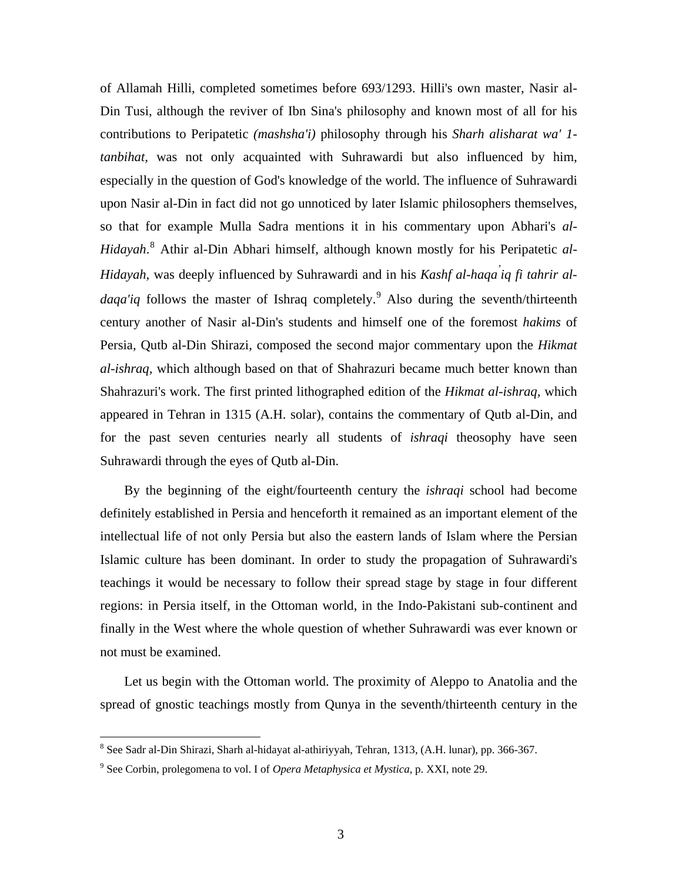of Allamah Hilli, completed sometimes before 693/1293. Hilli's own master, Nasir al-Din Tusi, although the reviver of Ibn Sina's philosophy and known most of all for his contributions to Peripatetic *(mashsha'i)* philosophy through his *Sharh alisharat wa' 1-tanbihat,* was not only acquainted with Suhrawardi but also influenced by him, especially in the question of God's knowledge of the world. The influence of Suhrawardi upon Nasir al-Din in fact did not go unnoticed by later Islamic philosophers themselves, so that for example Mulla Sadra mentions it in his commentary upon Abhari's *al-Hidayah*.[8] Athir al-Din Abhari himself, although known mostly for his Peripatetic *al-Hidayah,* was deeply influenced by Suhrawardi and in his *Kashf al-haqa'iq fi tahrir al-daqa'iq* follows the master of Ishraq completely.[9] Also during the seventh/thirteenth century another of Nasir al-Din's students and himself one of the foremost *hakims* of Persia, Qutb al-Din Shirazi, composed the second major commentary upon the *Hikmat al-ishraq,* which although based on that of Shahrazuri became much better known than Shahrazuri's work. The first printed lithographed edition of the *Hikmat al-ishraq,* which appeared in Tehran in 1315 (A.H. solar), contains the commentary of Qutb al-Din, and for the past seven centuries nearly all students of *ishraqi* theosophy have seen Suhrawardi through the eyes of Qutb al-Din.

By the beginning of the eight/fourteenth century the *ishraqi* school had become definitely established in Persia and henceforth it remained as an important element of the intellectual life of not only Persia but also the eastern lands of Islam where the Persian Islamic culture has been dominant. In order to study the propagation of Suhrawardi's teachings it would be necessary to follow their spread stage by stage in four different regions: in Persia itself, in the Ottoman world, in the Indo-Pakistani sub-continent and finally in the West where the whole question of whether Suhrawardi was ever known or not must be examined.

Let us begin with the Ottoman world. The proximity of Aleppo to Anatolia and the spread of gnostic teachings mostly from Qunya in the seventh/thirteenth century in the

---

[8] See Sadr al-Din Shirazi, Sharh al-hidayat al-athiriyyah, Tehran, 1313, (A.H. lunar), pp. 366-367.

[9] See Corbin, prolegomena to vol. I of *Opera Metaphysica et Mystica*, p. XXI, note 29.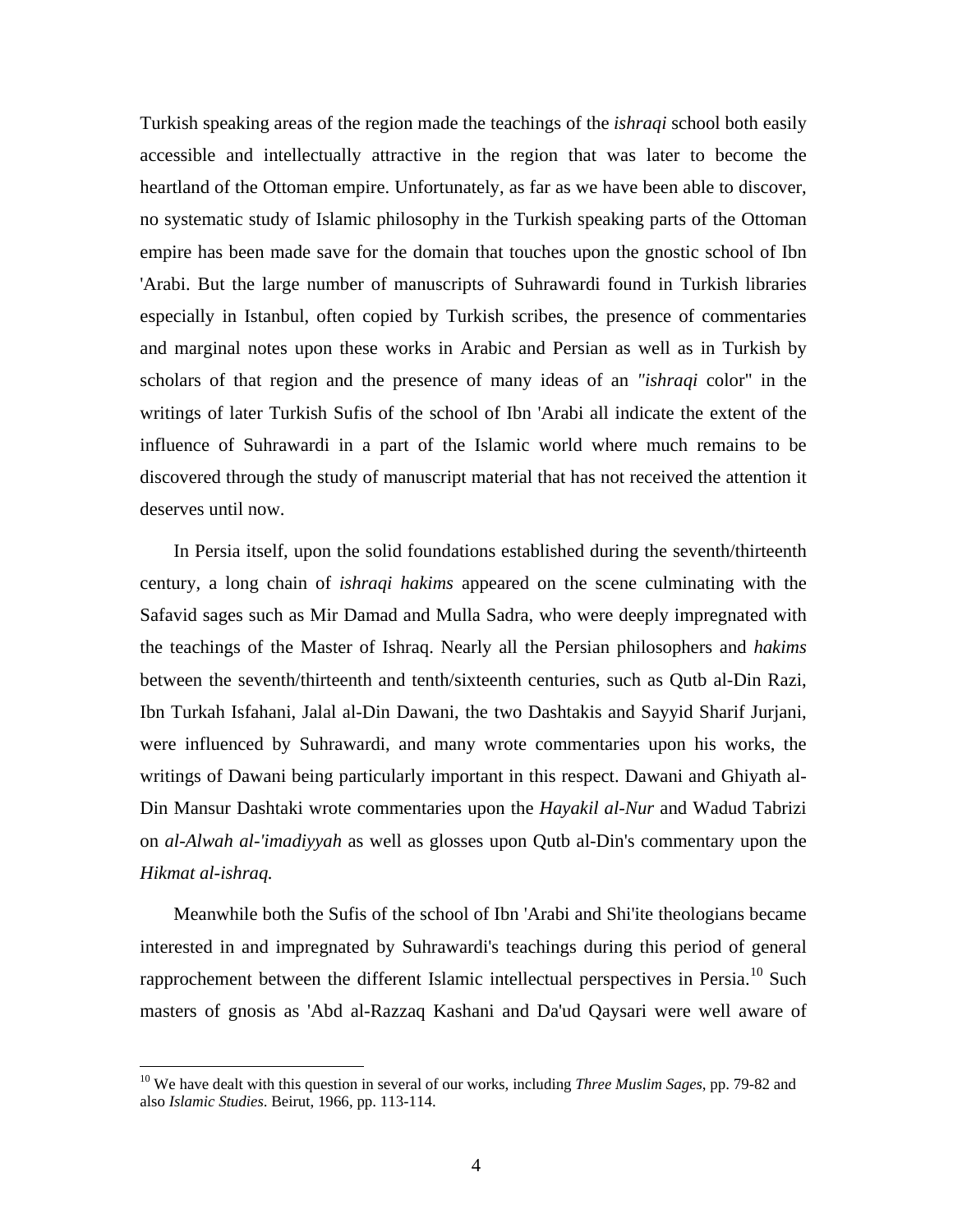Turkish speaking areas of the region made the teachings of the *ishraqi* school both easily accessible and intellectually attractive in the region that was later to become the heartland of the Ottoman empire. Unfortunately, as far as we have been able to discover, no systematic study of Islamic philosophy in the Turkish speaking parts of the Ottoman empire has been made save for the domain that touches upon the gnostic school of Ibn 'Arabi. But the large number of manuscripts of Suhrawardi found in Turkish libraries especially in Istanbul, often copied by Turkish scribes, the presence of commentaries and marginal notes upon these works in Arabic and Persian as well as in Turkish by scholars of that region and the presence of many ideas of an *"ishraqi* color" in the writings of later Turkish Sufis of the school of Ibn 'Arabi all indicate the extent of the influence of Suhrawardi in a part of the Islamic world where much remains to be discovered through the study of manuscript material that has not received the attention it deserves until now.

In Persia itself, upon the solid foundations established during the seventh/thirteenth century, a long chain of *ishraqi hakims* appeared on the scene culminating with the Safavid sages such as Mir Damad and Mulla Sadra, who were deeply impregnated with the teachings of the Master of Ishraq. Nearly all the Persian philosophers and *hakims* between the seventh/thirteenth and tenth/sixteenth centuries, such as Qutb al-Din Razi, Ibn Turkah Isfahani, Jalal al-Din Dawani, the two Dashtakis and Sayyid Sharif Jurjani, were influenced by Suhrawardi, and many wrote commentaries upon his works, the writings of Dawani being particularly important in this respect. Dawani and Ghiyath al-Din Mansur Dashtaki wrote commentaries upon the *Hayakil al-Nur* and Wadud Tabrizi on *al-Alwah al-'imadiyyah* as well as glosses upon Qutb al-Din's commentary upon the *Hikmat al-ishraq.*

Meanwhile both the Sufis of the school of Ibn 'Arabi and Shi'ite theologians became interested in and impregnated by Suhrawardi's teachings during this period of general rapprochement between the different Islamic intellectual perspectives in Persia.[10] Such masters of gnosis as 'Abd al-Razzaq Kashani and Da'ud Qaysari were well aware of

[10] We have dealt with this question in several of our works, including *Three Muslim Sages*, pp. 79-82 and also *Islamic Studies*. Beirut, 1966, pp. 113-114.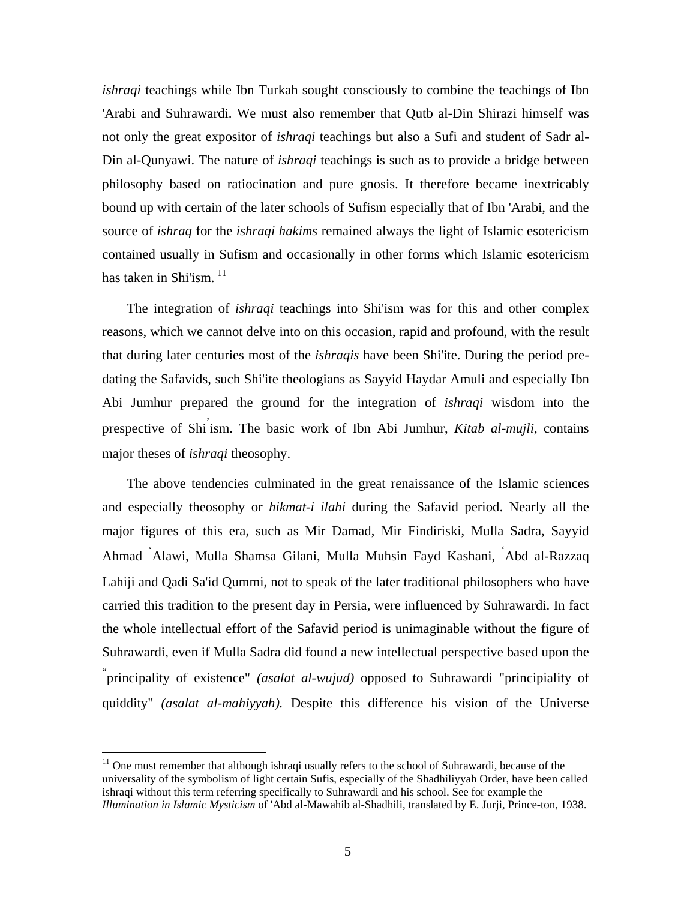*ishraqi* teachings while Ibn Turkah sought consciously to combine the teachings of Ibn 'Arabi and Suhrawardi. We must also remember that Qutb al-Din Shirazi himself was not only the great expositor of *ishraqi* teachings but also a Sufi and student of Sadr al-Din al-Qunyawi. The nature of *ishraqi* teachings is such as to provide a bridge between philosophy based on ratiocination and pure gnosis. It therefore became inextricably bound up with certain of the later schools of Sufism especially that of Ibn 'Arabi, and the source of *ishraq* for the *ishraqi hakims* remained always the light of Islamic esotericism contained usually in Sufism and occasionally in other forms which Islamic esotericism has taken in Shi'ism. [11]

The integration of *ishraqi* teachings into Shi'ism was for this and other complex reasons, which we cannot delve into on this occasion, rapid and profound, with the result that during later centuries most of the *ishraqis* have been Shi'ite. During the period pre-dating the Safavids, such Shi'ite theologians as Sayyid Haydar Amuli and especially Ibn Abi Jumhur prepared the ground for the integration of *ishraqi* wisdom into the prespective of Shi'ism. The basic work of Ibn Abi Jumhur, *Kitab al-mujli*, contains major theses of *ishraqi* theosophy.

The above tendencies culminated in the great renaissance of the Islamic sciences and especially theosophy or *hikmat-i ilahi* during the Safavid period. Nearly all the major figures of this era, such as Mir Damad, Mir Findiriski, Mulla Sadra, Sayyid Ahmad ʿAlawi, Mulla Shamsa Gilani, Mulla Muhsin Fayd Kashani, ʿAbd al-Razzaq Lahiji and Qadi Sa'id Qummi, not to speak of the later traditional philosophers who have carried this tradition to the present day in Persia, were influenced by Suhrawardi. In fact the whole intellectual effort of the Safavid period is unimaginable without the figure of Suhrawardi, even if Mulla Sadra did found a new intellectual perspective based upon the "principality of existence" *(asalat al-wujud)* opposed to Suhrawardi "principiality of quiddity" *(asalat al-mahiyyah).* Despite this difference his vision of the Universe

---

[11] One must remember that although ishraqi usually refers to the school of Suhrawardi, because of the universality of the symbolism of light certain Sufis, especially of the Shadhiliyyah Order, have been called ishraqi without this term referring specifically to Suhrawardi and his school. See for example the *Illumination in Islamic Mysticism* of 'Abd al-Mawahib al-Shadhili, translated by E. Jurji, Prince-ton, 1938.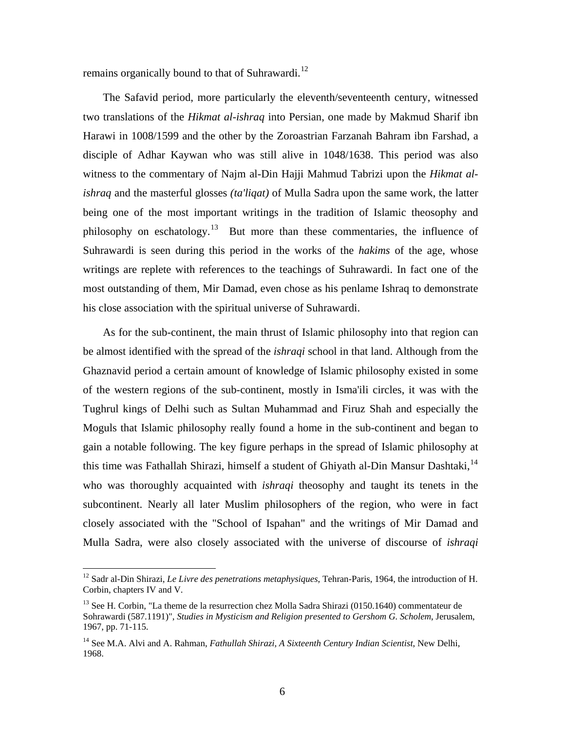remains organically bound to that of Suhrawardi.[12]

The Safavid period, more particularly the eleventh/seventeenth century, witnessed two translations of the *Hikmat al-ishraq* into Persian, one made by Makmud Sharif ibn Harawi in 1008/1599 and the other by the Zoroastrian Farzanah Bahram ibn Farshad, a disciple of Adhar Kaywan who was still alive in 1048/1638. This period was also witness to the commentary of Najm al-Din Hajji Mahmud Tabrizi upon the *Hikmat al-ishraq* and the masterful glosses *(ta'liqat)* of Mulla Sadra upon the same work, the latter being one of the most important writings in the tradition of Islamic theosophy and philosophy on eschatology.[13] But more than these commentaries, the influence of Suhrawardi is seen during this period in the works of the *hakims* of the age, whose writings are replete with references to the teachings of Suhrawardi. In fact one of the most outstanding of them, Mir Damad, even chose as his penlame Ishraq to demonstrate his close association with the spiritual universe of Suhrawardi.

As for the sub-continent, the main thrust of Islamic philosophy into that region can be almost identified with the spread of the *ishraqi* school in that land. Although from the Ghaznavid period a certain amount of knowledge of Islamic philosophy existed in some of the western regions of the sub-continent, mostly in Isma'ili circles, it was with the Tughrul kings of Delhi such as Sultan Muhammad and Firuz Shah and especially the Moguls that Islamic philosophy really found a home in the sub-continent and began to gain a notable following. The key figure perhaps in the spread of Islamic philosophy at this time was Fathallah Shirazi, himself a student of Ghiyath al-Din Mansur Dashtaki,[14] who was thoroughly acquainted with *ishraqi* theosophy and taught its tenets in the subcontinent. Nearly all later Muslim philosophers of the region, who were in fact closely associated with the "School of Ispahan" and the writings of Mir Damad and Mulla Sadra, were also closely associated with the universe of discourse of *ishraqi*

---

[12] Sadr al-Din Shirazi, *Le Livre des penetrations metaphysiques*, Tehran-Paris, 1964, the introduction of H. Corbin, chapters IV and V.

[13] See H. Corbin, "La theme de la resurrection chez Molla Sadra Shirazi (0150.1640) commentateur de Sohrawardi (587.1191)", *Studies in Mysticism and Religion presented to Gershom G. Scholem*, Jerusalem, 1967, pp. 71-115.

[14] See M.A. Alvi and A. Rahman, *Fathullah Shirazi, A Sixteenth Century Indian Scientist*, New Delhi, 1968.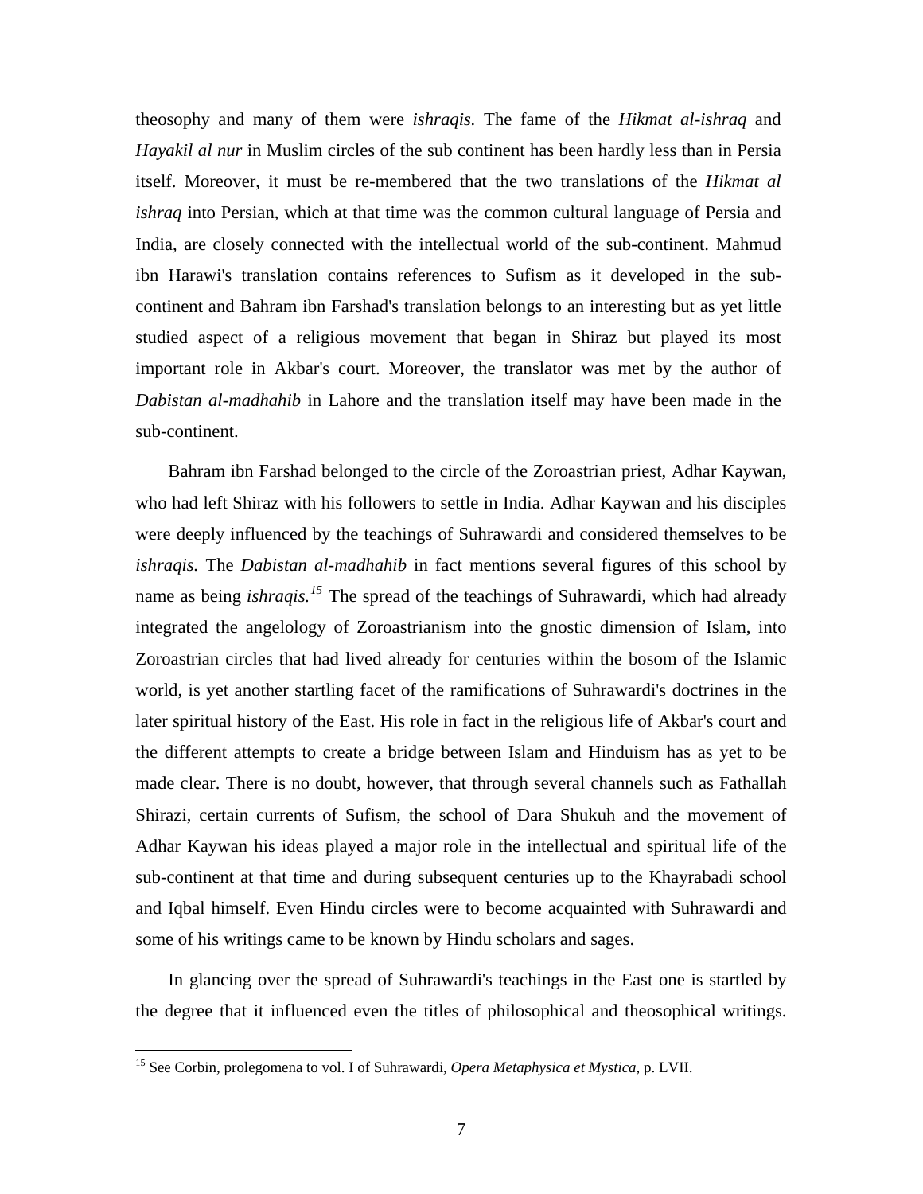theosophy and many of them were *ishraqis.* The fame of the *Hikmat al-ishraq* and *Hayakil al nur* in Muslim circles of the sub continent has been hardly less than in Persia itself. Moreover, it must be re-membered that the two translations of the *Hikmat al ishraq* into Persian, which at that time was the common cultural language of Persia and India, are closely connected with the intellectual world of the sub-continent. Mahmud ibn Harawi's translation contains references to Sufism as it developed in the sub-continent and Bahram ibn Farshad's translation belongs to an interesting but as yet little studied aspect of a religious movement that began in Shiraz but played its most important role in Akbar's court. Moreover, the translator was met by the author of *Dabistan al-madhahib* in Lahore and the translation itself may have been made in the sub-continent.

Bahram ibn Farshad belonged to the circle of the Zoroastrian priest, Adhar Kaywan, who had left Shiraz with his followers to settle in India. Adhar Kaywan and his disciples were deeply influenced by the teachings of Suhrawardi and considered themselves to be *ishraqis.* The *Dabistan al-madhahib* in fact mentions several figures of this school by name as being *ishraqis.*[15] The spread of the teachings of Suhrawardi, which had already integrated the angelology of Zoroastrianism into the gnostic dimension of Islam, into Zoroastrian circles that had lived already for centuries within the bosom of the Islamic world, is yet another startling facet of the ramifications of Suhrawardi's doctrines in the later spiritual history of the East. His role in fact in the religious life of Akbar's court and the different attempts to create a bridge between Islam and Hinduism has as yet to be made clear. There is no doubt, however, that through several channels such as Fathallah Shirazi, certain currents of Sufism, the school of Dara Shukuh and the movement of Adhar Kaywan his ideas played a major role in the intellectual and spiritual life of the sub-continent at that time and during subsequent centuries up to the Khayrabadi school and Iqbal himself. Even Hindu circles were to become acquainted with Suhrawardi and some of his writings came to be known by Hindu scholars and sages.

In glancing over the spread of Suhrawardi's teachings in the East one is startled by the degree that it influenced even the titles of philosophical and theosophical writings.

[15] See Corbin, prolegomena to vol. I of Suhrawardi, *Opera Metaphysica et Mystica,* p. LVII.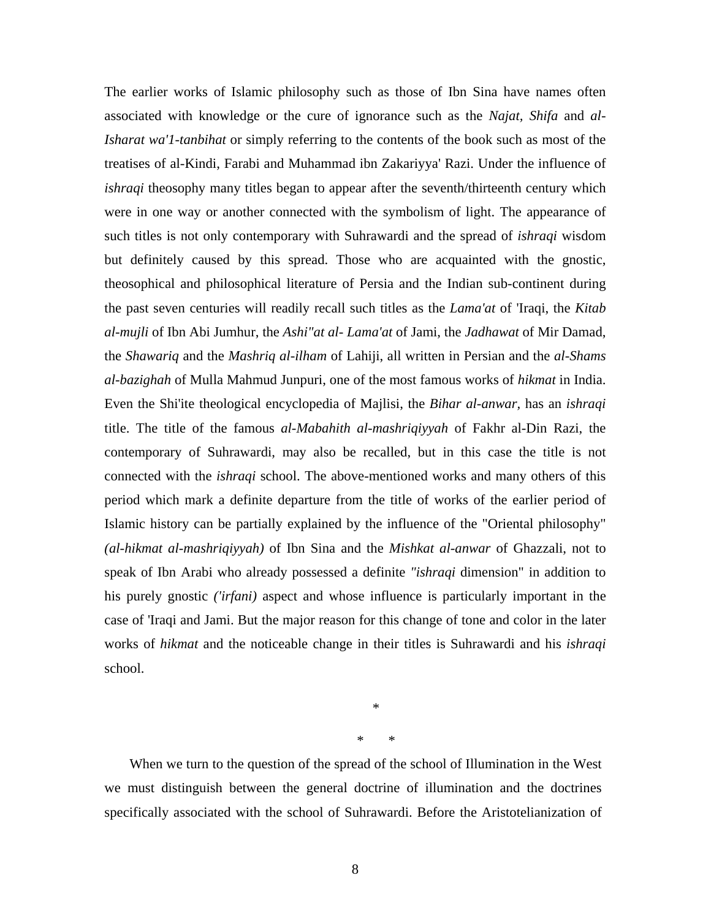The earlier works of Islamic philosophy such as those of Ibn Sina have names often associated with knowledge or the cure of ignorance such as the *Najat, Shifa* and *al-Isharat wa'1-tanbihat* or simply referring to the contents of the book such as most of the treatises of al-Kindi, Farabi and Muhammad ibn Zakariyya' Razi. Under the influence of *ishraqi* theosophy many titles began to appear after the seventh/thirteenth century which were in one way or another connected with the symbolism of light. The appearance of such titles is not only contemporary with Suhrawardi and the spread of *ishraqi* wisdom but definitely caused by this spread. Those who are acquainted with the gnostic, theosophical and philosophical literature of Persia and the Indian sub-continent during the past seven centuries will readily recall such titles as the *Lama'at* of 'Iraqi, the *Kitab al-mujli* of Ibn Abi Jumhur, the *Ashi"at al- Lama'at* of Jami, the *Jadhawat* of Mir Damad, the *Shawariq* and the *Mashriq al-ilham* of Lahiji, all written in Persian and the *al-Shams al-bazighah* of Mulla Mahmud Junpuri, one of the most famous works of *hikmat* in India. Even the Shi'ite theological encyclopedia of Majlisi, the *Bihar al-anwar,* has an *ishraqi* title. The title of the famous *al-Mabahith al-mashriqiyyah* of Fakhr al-Din Razi, the contemporary of Suhrawardi, may also be recalled, but in this case the title is not connected with the *ishraqi* school. The above-mentioned works and many others of this period which mark a definite departure from the title of works of the earlier period of Islamic history can be partially explained by the influence of the "Oriental philosophy" *(al-hikmat al-mashriqiyyah)* of Ibn Sina and the *Mishkat al-anwar* of Ghazzali, not to speak of Ibn Arabi who already possessed a definite *"ishraqi* dimension" in addition to his purely gnostic *('irfani)* aspect and whose influence is particularly important in the case of 'Iraqi and Jami. But the major reason for this change of tone and color in the later works of *hikmat* and the noticeable change in their titles is Suhrawardi and his *ishraqi* school.

\*

\*  \*

When we turn to the question of the spread of the school of Illumination in the West we must distinguish between the general doctrine of illumination and the doctrines specifically associated with the school of Suhrawardi. Before the Aristotelianization of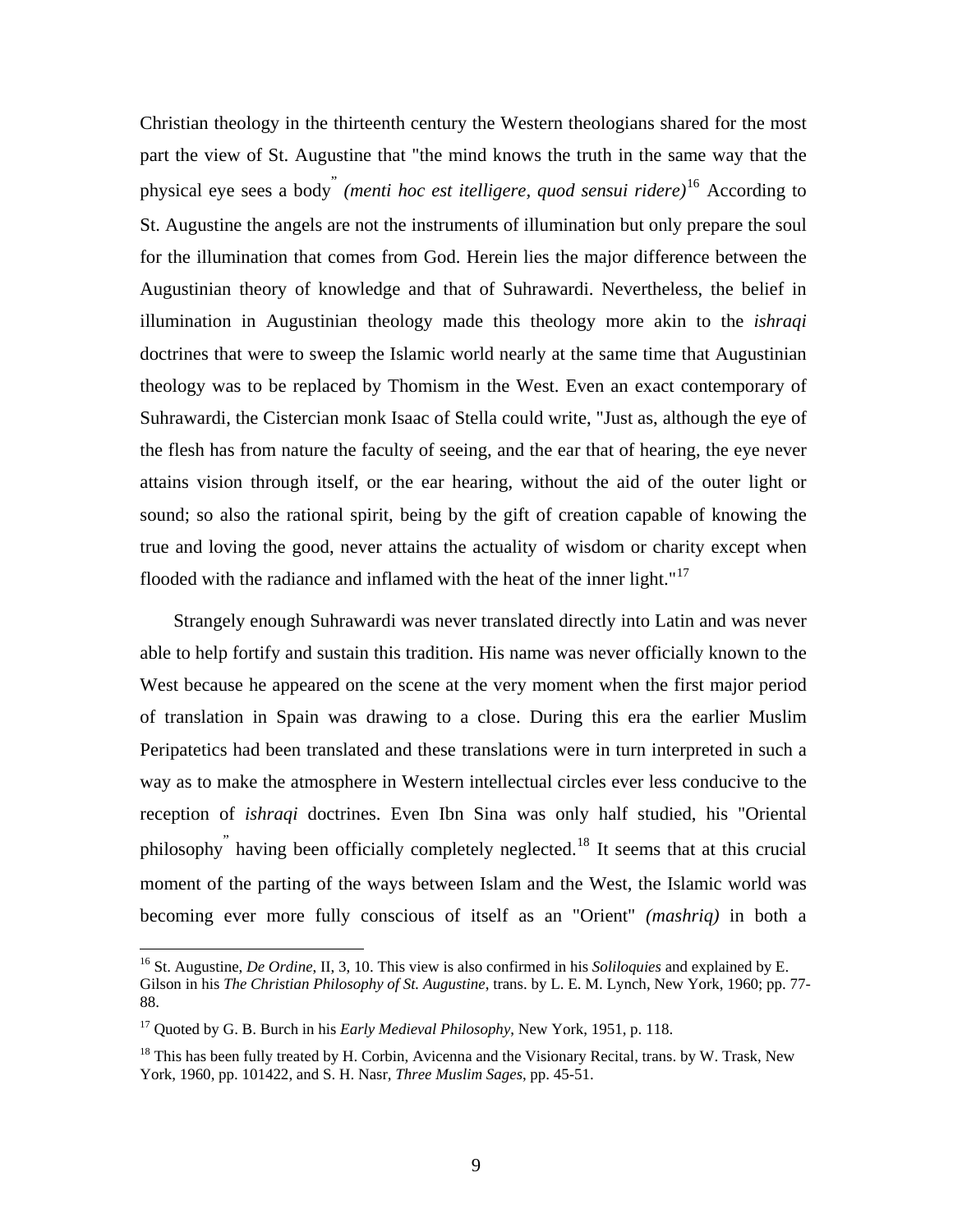Christian theology in the thirteenth century the Western theologians shared for the most part the view of St. Augustine that "the mind knows the truth in the same way that the physical eye sees a body" *(menti hoc est itelligere, quod sensui ridere)*[16] According to St. Augustine the angels are not the instruments of illumination but only prepare the soul for the illumination that comes from God. Herein lies the major difference between the Augustinian theory of knowledge and that of Suhrawardi. Nevertheless, the belief in illumination in Augustinian theology made this theology more akin to the *ishraqi* doctrines that were to sweep the Islamic world nearly at the same time that Augustinian theology was to be replaced by Thomism in the West. Even an exact contemporary of Suhrawardi, the Cistercian monk Isaac of Stella could write, "Just as, although the eye of the flesh has from nature the faculty of seeing, and the ear that of hearing, the eye never attains vision through itself, or the ear hearing, without the aid of the outer light or sound; so also the rational spirit, being by the gift of creation capable of knowing the true and loving the good, never attains the actuality of wisdom or charity except when flooded with the radiance and inflamed with the heat of the inner light."[17]

Strangely enough Suhrawardi was never translated directly into Latin and was never able to help fortify and sustain this tradition. His name was never officially known to the West because he appeared on the scene at the very moment when the first major period of translation in Spain was drawing to a close. During this era the earlier Muslim Peripatetics had been translated and these translations were in turn interpreted in such a way as to make the atmosphere in Western intellectual circles ever less conducive to the reception of *ishraqi* doctrines. Even Ibn Sina was only half studied, his "Oriental philosophy" having been officially completely neglected.[18] It seems that at this crucial moment of the parting of the ways between Islam and the West, the Islamic world was becoming ever more fully conscious of itself as an "Orient" *(mashriq)* in both a

---

[16] St. Augustine, *De Ordine*, II, 3, 10. This view is also confirmed in his *Soliloquies* and explained by E. Gilson in his *The Christian Philosophy of St. Augustine*, trans. by L. E. M. Lynch, New York, 1960; pp. 77-88.

[17] Quoted by G. B. Burch in his *Early Medieval Philosophy*, New York, 1951, p. 118.

[18] This has been fully treated by H. Corbin, Avicenna and the Visionary Recital, trans. by W. Trask, New York, 1960, pp. 101422, and S. H. Nasr, *Three Muslim Sages*, pp. 45-51.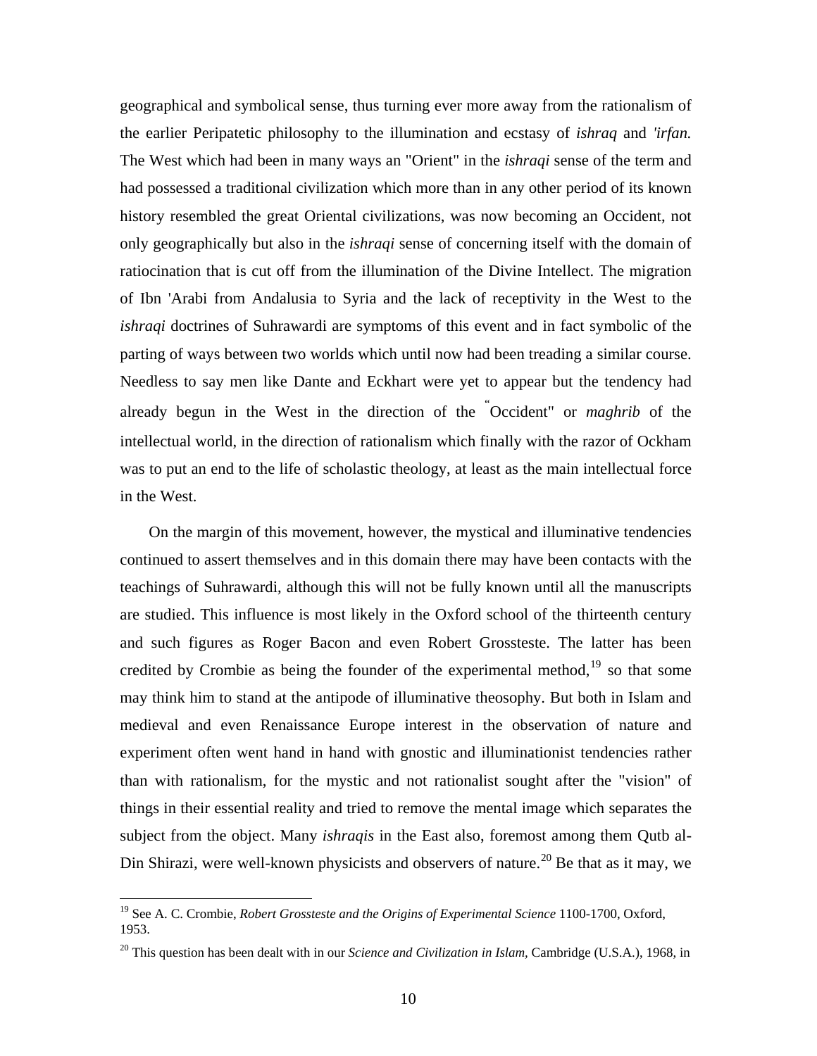geographical and symbolical sense, thus turning ever more away from the rationalism of the earlier Peripatetic philosophy to the illumination and ecstasy of *ishraq* and *'irfan.* The West which had been in many ways an "Orient" in the *ishraqi* sense of the term and had possessed a traditional civilization which more than in any other period of its known history resembled the great Oriental civilizations, was now becoming an Occident, not only geographically but also in the *ishraqi* sense of concerning itself with the domain of ratiocination that is cut off from the illumination of the Divine Intellect. The migration of Ibn 'Arabi from Andalusia to Syria and the lack of receptivity in the West to the *ishraqi* doctrines of Suhrawardi are symptoms of this event and in fact symbolic of the parting of ways between two worlds which until now had been treading a similar course. Needless to say men like Dante and Eckhart were yet to appear but the tendency had already begun in the West in the direction of the "Occident" or *maghrib* of the intellectual world, in the direction of rationalism which finally with the razor of Ockham was to put an end to the life of scholastic theology, at least as the main intellectual force in the West.

On the margin of this movement, however, the mystical and illuminative tendencies continued to assert themselves and in this domain there may have been contacts with the teachings of Suhrawardi, although this will not be fully known until all the manuscripts are studied. This influence is most likely in the Oxford school of the thirteenth century and such figures as Roger Bacon and even Robert Grossteste. The latter has been credited by Crombie as being the founder of the experimental method,[19] so that some may think him to stand at the antipode of illuminative theosophy. But both in Islam and medieval and even Renaissance Europe interest in the observation of nature and experiment often went hand in hand with gnostic and illuminationist tendencies rather than with rationalism, for the mystic and not rationalist sought after the "vision" of things in their essential reality and tried to remove the mental image which separates the subject from the object. Many *ishraqis* in the East also, foremost among them Qutb al-Din Shirazi, were well-known physicists and observers of nature.[20] Be that as it may, we

---

[19] See A. C. Crombie, *Robert Grossteste and the Origins of Experimental Science* 1100-1700, Oxford, 1953.

[20] This question has been dealt with in our *Science and Civilization in Islam*, Cambridge (U.S.A.), 1968, in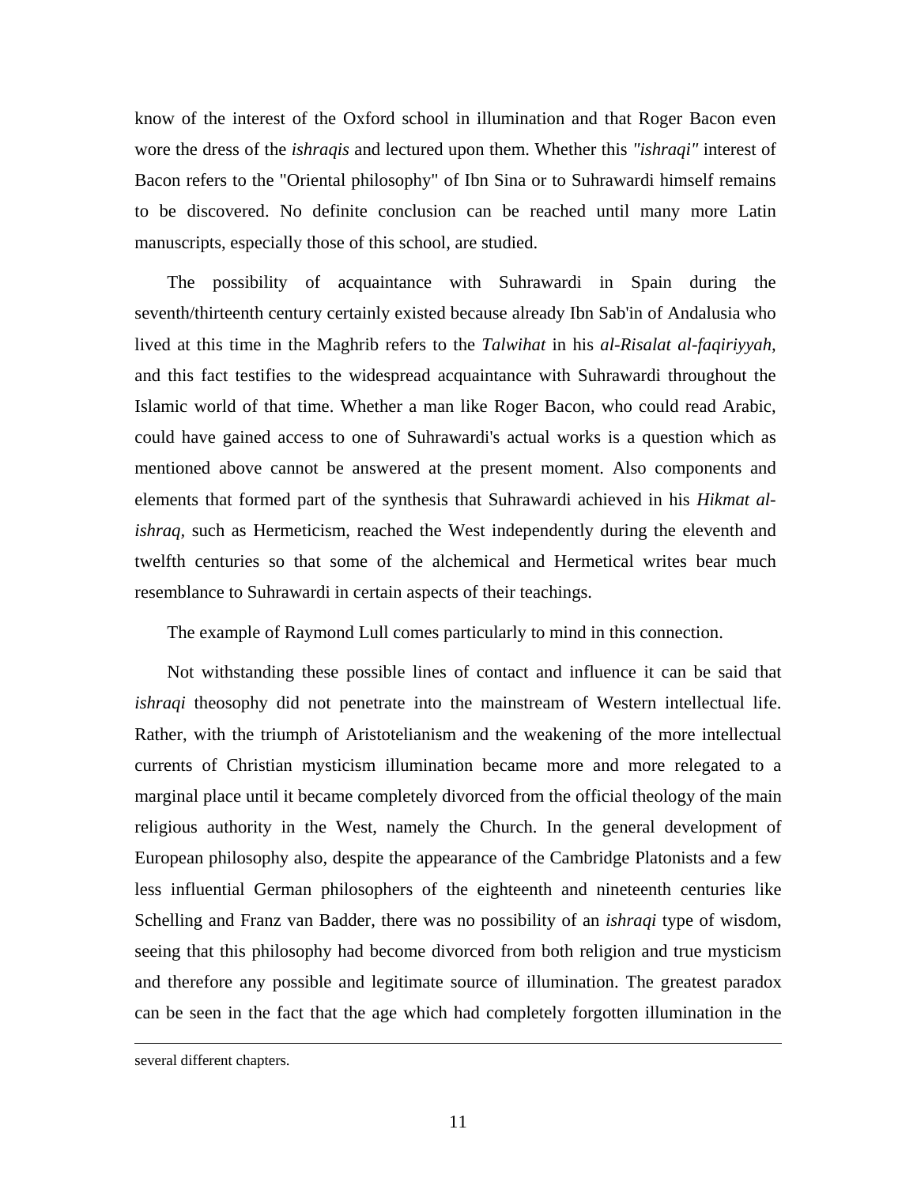know of the interest of the Oxford school in illumination and that Roger Bacon even wore the dress of the *ishraqis* and lectured upon them. Whether this *"ishraqi"* interest of Bacon refers to the "Oriental philosophy" of Ibn Sina or to Suhrawardi himself remains to be discovered. No definite conclusion can be reached until many more Latin manuscripts, especially those of this school, are studied.

The possibility of acquaintance with Suhrawardi in Spain during the seventh/thirteenth century certainly existed because already Ibn Sab'in of Andalusia who lived at this time in the Maghrib refers to the *Talwihat* in his *al-Risalat al-faqiriyyah,* and this fact testifies to the widespread acquaintance with Suhrawardi throughout the Islamic world of that time. Whether a man like Roger Bacon, who could read Arabic, could have gained access to one of Suhrawardi's actual works is a question which as mentioned above cannot be answered at the present moment. Also components and elements that formed part of the synthesis that Suhrawardi achieved in his *Hikmat al-ishraq,* such as Hermeticism, reached the West independently during the eleventh and twelfth centuries so that some of the alchemical and Hermetical writes bear much resemblance to Suhrawardi in certain aspects of their teachings.

The example of Raymond Lull comes particularly to mind in this connection.

Not withstanding these possible lines of contact and influence it can be said that *ishraqi* theosophy did not penetrate into the mainstream of Western intellectual life. Rather, with the triumph of Aristotelianism and the weakening of the more intellectual currents of Christian mysticism illumination became more and more relegated to a marginal place until it became completely divorced from the official theology of the main religious authority in the West, namely the Church. In the general development of European philosophy also, despite the appearance of the Cambridge Platonists and a few less influential German philosophers of the eighteenth and nineteenth centuries like Schelling and Franz van Badder, there was no possibility of an *ishraqi* type of wisdom, seeing that this philosophy had become divorced from both religion and true mysticism and therefore any possible and legitimate source of illumination. The greatest paradox can be seen in the fact that the age which had completely forgotten illumination in the

---

several different chapters.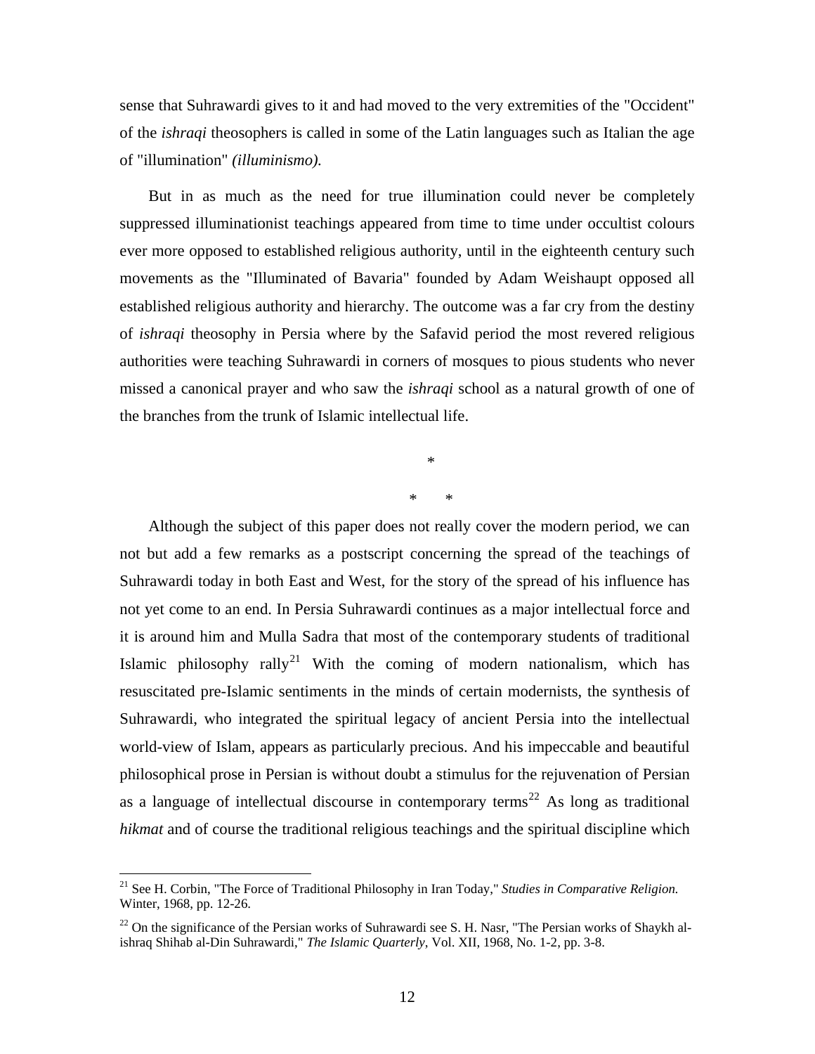sense that Suhrawardi gives to it and had moved to the very extremities of the "Occident" of the *ishraqi* theosophers is called in some of the Latin languages such as Italian the age of "illumination" *(illuminismo).*

But in as much as the need for true illumination could never be completely suppressed illuminationist teachings appeared from time to time under occultist colours ever more opposed to established religious authority, until in the eighteenth century such movements as the "Illuminated of Bavaria" founded by Adam Weishaupt opposed all established religious authority and hierarchy. The outcome was a far cry from the destiny of *ishraqi* theosophy in Persia where by the Safavid period the most revered religious authorities were teaching Suhrawardi in corners of mosques to pious students who never missed a canonical prayer and who saw the *ishraqi* school as a natural growth of one of the branches from the trunk of Islamic intellectual life.

*

\* \*

Although the subject of this paper does not really cover the modern period, we can not but add a few remarks as a postscript concerning the spread of the teachings of Suhrawardi today in both East and West, for the story of the spread of his influence has not yet come to an end. In Persia Suhrawardi continues as a major intellectual force and it is around him and Mulla Sadra that most of the contemporary students of traditional Islamic philosophy rally[21] With the coming of modern nationalism, which has resuscitated pre-Islamic sentiments in the minds of certain modernists, the synthesis of Suhrawardi, who integrated the spiritual legacy of ancient Persia into the intellectual world-view of Islam, appears as particularly precious. And his impeccable and beautiful philosophical prose in Persian is without doubt a stimulus for the rejuvenation of Persian as a language of intellectual discourse in contemporary terms[22] As long as traditional *hikmat* and of course the traditional religious teachings and the spiritual discipline which

---

[21] See H. Corbin, "The Force of Traditional Philosophy in Iran Today," *Studies in Comparative Religion.* Winter, 1968, pp. 12-26.

[22] On the significance of the Persian works of Suhrawardi see S. H. Nasr, "The Persian works of Shaykh al-ishraq Shihab al-Din Suhrawardi," *The Islamic Quarterly,* Vol. XII, 1968, No. 1-2, pp. 3-8.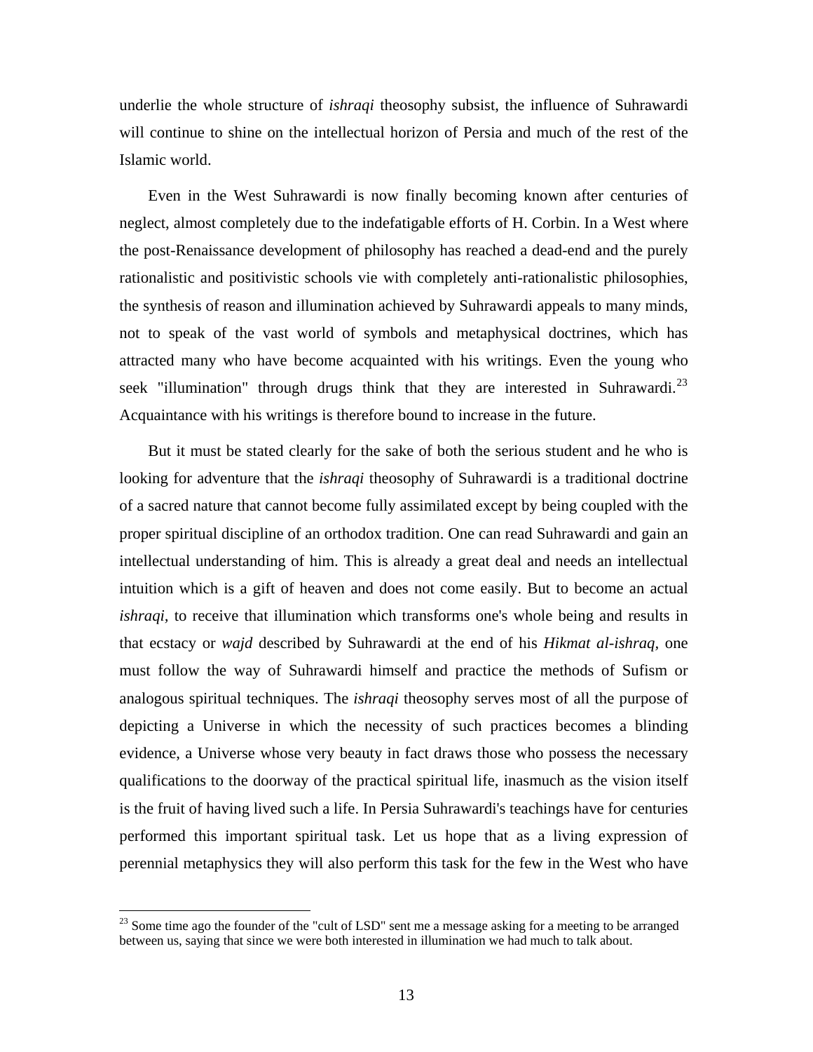underlie the whole structure of *ishraqi* theosophy subsist, the influence of Suhrawardi will continue to shine on the intellectual horizon of Persia and much of the rest of the Islamic world.

Even in the West Suhrawardi is now finally becoming known after centuries of neglect, almost completely due to the indefatigable efforts of H. Corbin. In a West where the post-Renaissance development of philosophy has reached a dead-end and the purely rationalistic and positivistic schools vie with completely anti-rationalistic philosophies, the synthesis of reason and illumination achieved by Suhrawardi appeals to many minds, not to speak of the vast world of symbols and metaphysical doctrines, which has attracted many who have become acquainted with his writings. Even the young who seek "illumination" through drugs think that they are interested in Suhrawardi.[23] Acquaintance with his writings is therefore bound to increase in the future.

But it must be stated clearly for the sake of both the serious student and he who is looking for adventure that the *ishraqi* theosophy of Suhrawardi is a traditional doctrine of a sacred nature that cannot become fully assimilated except by being coupled with the proper spiritual discipline of an orthodox tradition. One can read Suhrawardi and gain an intellectual understanding of him. This is already a great deal and needs an intellectual intuition which is a gift of heaven and does not come easily. But to become an actual *ishraqi*, to receive that illumination which transforms one's whole being and results in that ecstacy or *wajd* described by Suhrawardi at the end of his *Hikmat al-ishraq*, one must follow the way of Suhrawardi himself and practice the methods of Sufism or analogous spiritual techniques. The *ishraqi* theosophy serves most of all the purpose of depicting a Universe in which the necessity of such practices becomes a blinding evidence, a Universe whose very beauty in fact draws those who possess the necessary qualifications to the doorway of the practical spiritual life, inasmuch as the vision itself is the fruit of having lived such a life. In Persia Suhrawardi's teachings have for centuries performed this important spiritual task. Let us hope that as a living expression of perennial metaphysics they will also perform this task for the few in the West who have

---

[23] Some time ago the founder of the "cult of LSD" sent me a message asking for a meeting to be arranged between us, saying that since we were both interested in illumination we had much to talk about.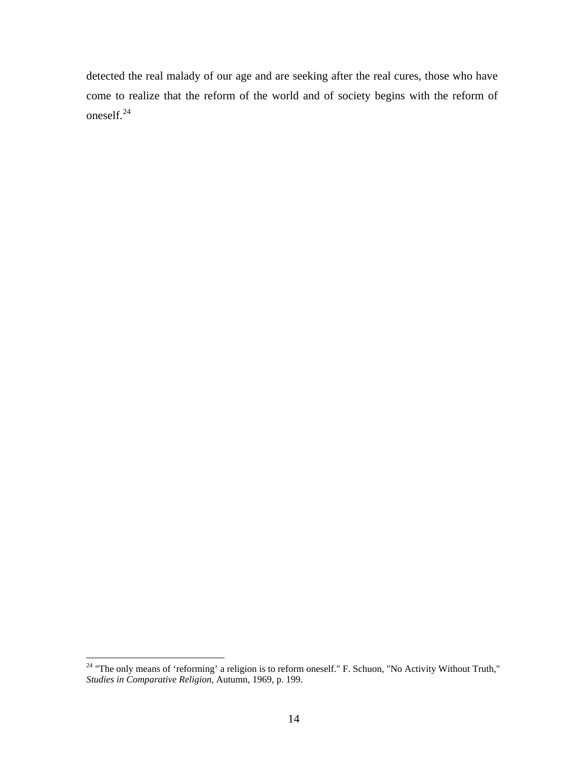detected the real malady of our age and are seeking after the real cures, those who have come to realize that the reform of the world and of society begins with the reform of oneself.[24]

---

[24] "The only means of 'reforming' a religion is to reform oneself." F. Schuon, "No Activity Without Truth," *Studies in Comparative Religion*, Autumn, 1969, p. 199.